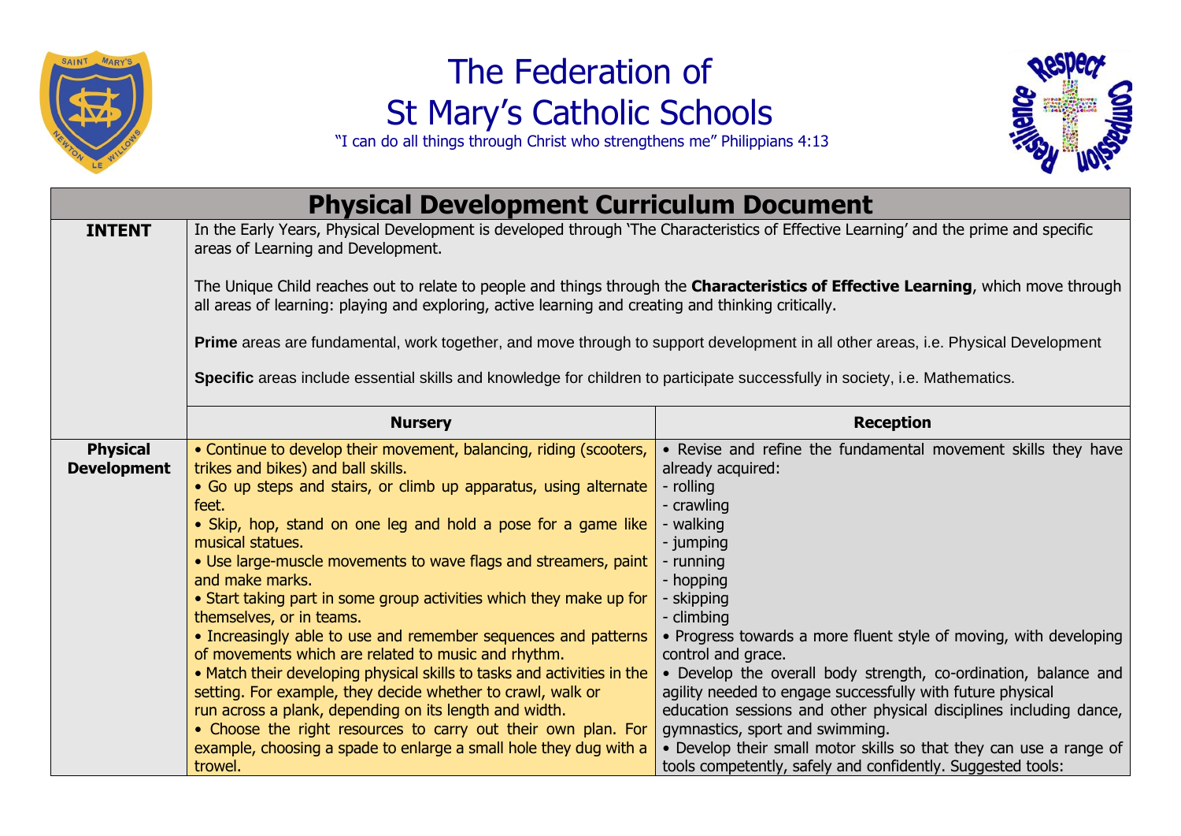# The Federation of St Mary's Catholic Schools

"I can do all things through Christ who strengthens me" Philippians 4:13

## Physical Development Curriculum Document

| | | |
|---|---|---|
| **INTENT** | In the Early Years, Physical Development is developed through 'The Characteristics of Effective Learning' and the prime and specific areas of Learning and Development.<br><br>The Unique Child reaches out to relate to people and things through the **Characteristics of Effective Learning**, which move through all areas of learning: playing and exploring, active learning and creating and thinking critically.<br><br>**Prime** areas are fundamental, work together, and move through to support development in all other areas, i.e. Physical Development<br><br>**Specific** areas include essential skills and knowledge for children to participate successfully in society, i.e. Mathematics. | |
| | **Nursery** | **Reception** |
| **Physical Development** | • Continue to develop their movement, balancing, riding (scooters, trikes and bikes) and ball skills.<br>• Go up steps and stairs, or climb up apparatus, using alternate feet.<br>• Skip, hop, stand on one leg and hold a pose for a game like musical statues.<br>• Use large-muscle movements to wave flags and streamers, paint and make marks.<br>• Start taking part in some group activities which they make up for themselves, or in teams.<br>• Increasingly able to use and remember sequences and patterns of movements which are related to music and rhythm.<br>• Match their developing physical skills to tasks and activities in the setting. For example, they decide whether to crawl, walk or run across a plank, depending on its length and width.<br>• Choose the right resources to carry out their own plan. For example, choosing a spade to enlarge a small hole they dug with a trowel. | • Revise and refine the fundamental movement skills they have already acquired:<br>- rolling<br>- crawling<br>- walking<br>- jumping<br>- running<br>- hopping<br>- skipping<br>- climbing<br>• Progress towards a more fluent style of moving, with developing control and grace.<br>• Develop the overall body strength, co-ordination, balance and agility needed to engage successfully with future physical education sessions and other physical disciplines including dance, gymnastics, sport and swimming.<br>• Develop their small motor skills so that they can use a range of tools competently, safely and confidently. Suggested tools: |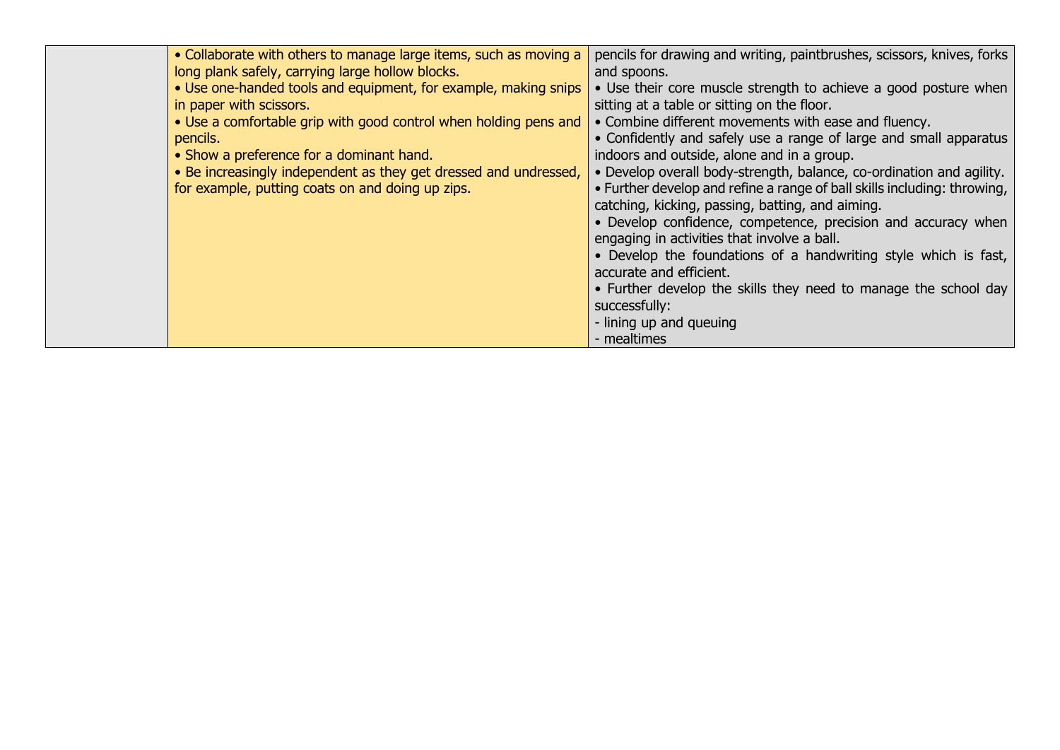| | | |
|---|---|---|
| | • Collaborate with others to manage large items, such as moving a long plank safely, carrying large hollow blocks.<br>• Use one-handed tools and equipment, for example, making snips in paper with scissors.<br>• Use a comfortable grip with good control when holding pens and pencils.<br>• Show a preference for a dominant hand.<br>• Be increasingly independent as they get dressed and undressed, for example, putting coats on and doing up zips. | pencils for drawing and writing, paintbrushes, scissors, knives, forks and spoons.<br>• Use their core muscle strength to achieve a good posture when sitting at a table or sitting on the floor.<br>• Combine different movements with ease and fluency.<br>• Confidently and safely use a range of large and small apparatus indoors and outside, alone and in a group.<br>• Develop overall body-strength, balance, co-ordination and agility.<br>• Further develop and refine a range of ball skills including: throwing, catching, kicking, passing, batting, and aiming.<br>• Develop confidence, competence, precision and accuracy when engaging in activities that involve a ball.<br>• Develop the foundations of a handwriting style which is fast, accurate and efficient.<br>• Further develop the skills they need to manage the school day successfully:<br>- lining up and queuing<br>- mealtimes |